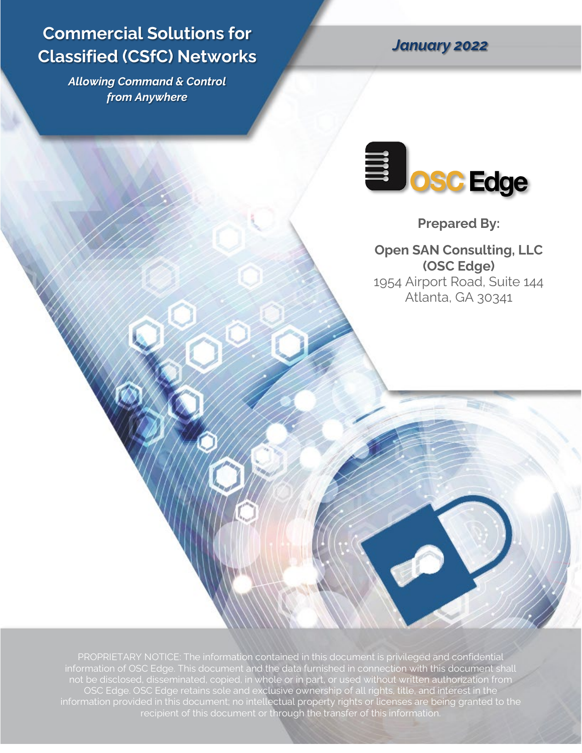# Commercial Solutions for Classified (CSfC) Networks

***Allowing Command & Control from Anywhere***

***January 2022***

**Prepared By:**

**Open SAN Consulting, LLC (OSC Edge)**
1954 Airport Road, Suite 144
Atlanta, GA 30341

PROPRIETARY NOTICE: The information contained in this document is privileged and confidential information of OSC Edge. This document and the data furnished in connection with this document shall not be disclosed, disseminated, copied, in whole or in part, or used without written authorization from OSC Edge. OSC Edge retains sole and exclusive ownership of all rights, title, and interest in the information provided in this document; no intellectual property rights or licenses are being granted to the recipient of this document or through the transfer of this information.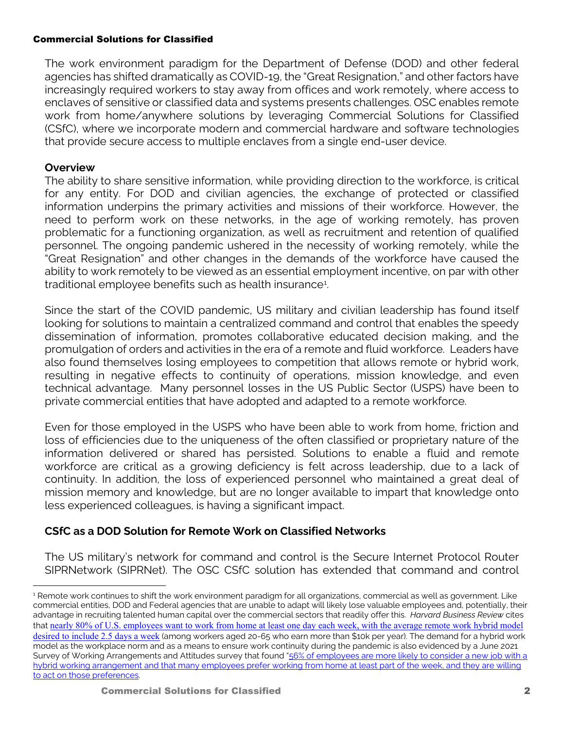The work environment paradigm for the Department of Defense (DOD) and other federal agencies has shifted dramatically as COVID-19, the "Great Resignation," and other factors have increasingly required workers to stay away from offices and work remotely, where access to enclaves of sensitive or classified data and systems presents challenges. OSC enables remote work from home/anywhere solutions by leveraging Commercial Solutions for Classified (CSfC), where we incorporate modern and commercial hardware and software technologies that provide secure access to multiple enclaves from a single end-user device.

## Overview

The ability to share sensitive information, while providing direction to the workforce, is critical for any entity. For DOD and civilian agencies, the exchange of protected or classified information underpins the primary activities and missions of their workforce. However, the need to perform work on these networks, in the age of working remotely, has proven problematic for a functioning organization, as well as recruitment and retention of qualified personnel. The ongoing pandemic ushered in the necessity of working remotely, while the "Great Resignation" and other changes in the demands of the workforce have caused the ability to work remotely to be viewed as an essential employment incentive, on par with other traditional employee benefits such as health insurance[1].

Since the start of the COVID pandemic, US military and civilian leadership has found itself looking for solutions to maintain a centralized command and control that enables the speedy dissemination of information, promotes collaborative educated decision making, and the promulgation of orders and activities in the era of a remote and fluid workforce. Leaders have also found themselves losing employees to competition that allows remote or hybrid work, resulting in negative effects to continuity of operations, mission knowledge, and even technical advantage. Many personnel losses in the US Public Sector (USPS) have been to private commercial entities that have adopted and adapted to a remote workforce.

Even for those employed in the USPS who have been able to work from home, friction and loss of efficiencies due to the uniqueness of the often classified or proprietary nature of the information delivered or shared has persisted. Solutions to enable a fluid and remote workforce are critical as a growing deficiency is felt across leadership, due to a lack of continuity. In addition, the loss of experienced personnel who maintained a great deal of mission memory and knowledge, but are no longer available to impart that knowledge onto less experienced colleagues, is having a significant impact.

## CSfC as a DOD Solution for Remote Work on Classified Networks

The US military's network for command and control is the Secure Internet Protocol Router SIPRNetwork (SIPRNet). The OSC CSfC solution has extended that command and control

---

[1] Remote work continues to shift the work environment paradigm for all organizations, commercial as well as government. Like commercial entities, DOD and Federal agencies that are unable to adapt will likely lose valuable employees and, potentially, their advantage in recruiting talented human capital over the commercial sectors that readily offer this. *Harvard Business Review* cites that nearly 80% of U.S. employees want to work from home at least one day each week, with the average remote work hybrid model desired to include 2.5 days a week (among workers aged 20-65 who earn more than $10k per year). The demand for a hybrid work model as the workplace norm and as a means to ensure work continuity during the pandemic is also evidenced by a June 2021 Survey of Working Arrangements and Attitudes survey that found "56% of employees are more likely to consider a new job with a hybrid working arrangement and that many employees prefer working from home at least part of the week, and they are willing to act on those preferences.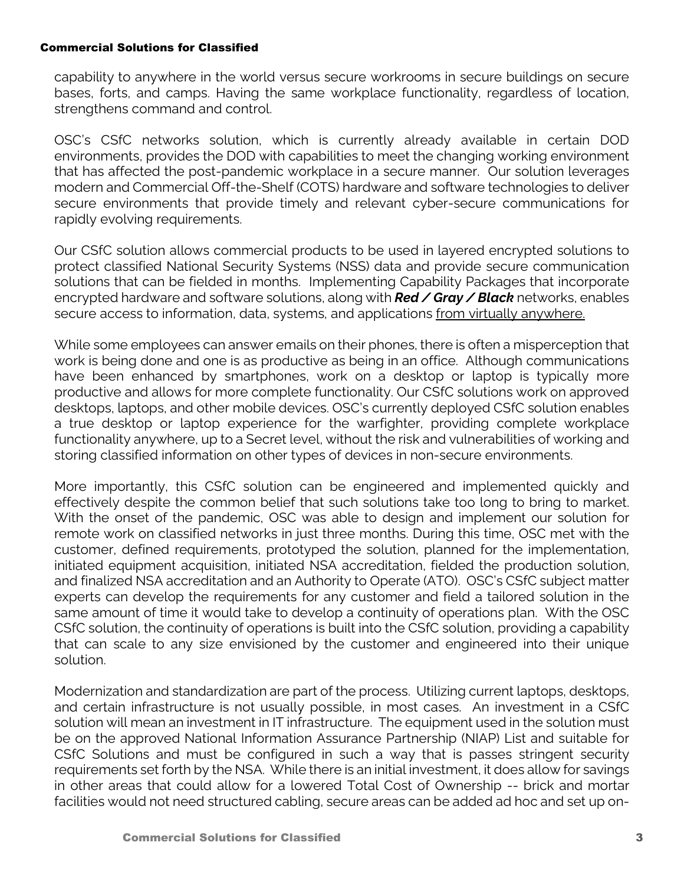capability to anywhere in the world versus secure workrooms in secure buildings on secure bases, forts, and camps. Having the same workplace functionality, regardless of location, strengthens command and control.

OSC's CSfC networks solution, which is currently already available in certain DOD environments, provides the DOD with capabilities to meet the changing working environment that has affected the post-pandemic workplace in a secure manner. Our solution leverages modern and Commercial Off-the-Shelf (COTS) hardware and software technologies to deliver secure environments that provide timely and relevant cyber-secure communications for rapidly evolving requirements.

Our CSfC solution allows commercial products to be used in layered encrypted solutions to protect classified National Security Systems (NSS) data and provide secure communication solutions that can be fielded in months. Implementing Capability Packages that incorporate encrypted hardware and software solutions, along with ***Red / Gray / Black*** networks, enables secure access to information, data, systems, and applications <u>from virtually anywhere.</u>

While some employees can answer emails on their phones, there is often a misperception that work is being done and one is as productive as being in an office. Although communications have been enhanced by smartphones, work on a desktop or laptop is typically more productive and allows for more complete functionality. Our CSfC solutions work on approved desktops, laptops, and other mobile devices. OSC's currently deployed CSfC solution enables a true desktop or laptop experience for the warfighter, providing complete workplace functionality anywhere, up to a Secret level, without the risk and vulnerabilities of working and storing classified information on other types of devices in non-secure environments.

More importantly, this CSfC solution can be engineered and implemented quickly and effectively despite the common belief that such solutions take too long to bring to market. With the onset of the pandemic, OSC was able to design and implement our solution for remote work on classified networks in just three months. During this time, OSC met with the customer, defined requirements, prototyped the solution, planned for the implementation, initiated equipment acquisition, initiated NSA accreditation, fielded the production solution, and finalized NSA accreditation and an Authority to Operate (ATO). OSC's CSfC subject matter experts can develop the requirements for any customer and field a tailored solution in the same amount of time it would take to develop a continuity of operations plan. With the OSC CSfC solution, the continuity of operations is built into the CSfC solution, providing a capability that can scale to any size envisioned by the customer and engineered into their unique solution.

Modernization and standardization are part of the process. Utilizing current laptops, desktops, and certain infrastructure is not usually possible, in most cases. An investment in a CSfC solution will mean an investment in IT infrastructure. The equipment used in the solution must be on the approved National Information Assurance Partnership (NIAP) List and suitable for CSfC Solutions and must be configured in such a way that is passes stringent security requirements set forth by the NSA. While there is an initial investment, it does allow for savings in other areas that could allow for a lowered Total Cost of Ownership -- brick and mortar facilities would not need structured cabling, secure areas can be added ad hoc and set up on-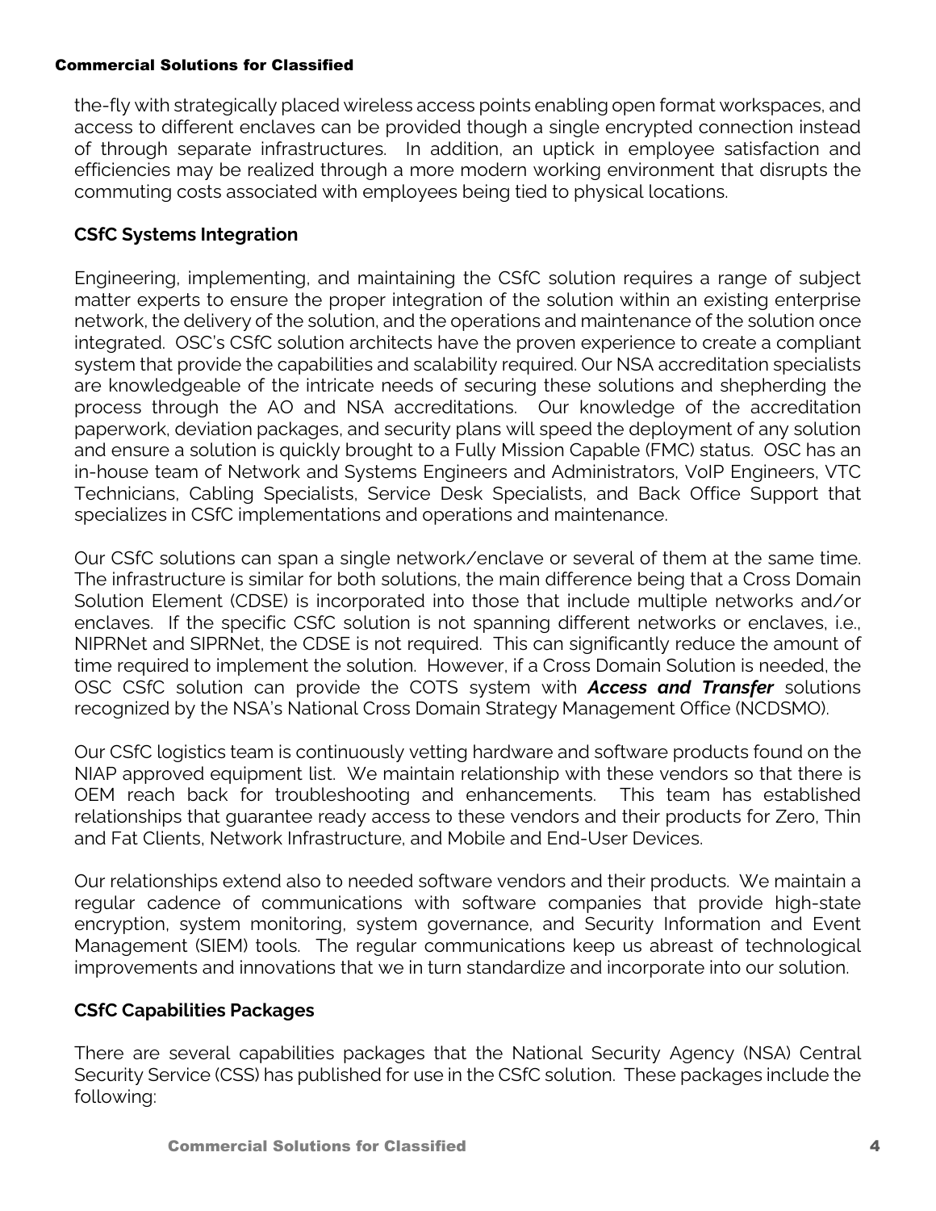the-fly with strategically placed wireless access points enabling open format workspaces, and access to different enclaves can be provided though a single encrypted connection instead of through separate infrastructures. In addition, an uptick in employee satisfaction and efficiencies may be realized through a more modern working environment that disrupts the commuting costs associated with employees being tied to physical locations.

### CSfC Systems Integration

Engineering, implementing, and maintaining the CSfC solution requires a range of subject matter experts to ensure the proper integration of the solution within an existing enterprise network, the delivery of the solution, and the operations and maintenance of the solution once integrated. OSC's CSfC solution architects have the proven experience to create a compliant system that provide the capabilities and scalability required. Our NSA accreditation specialists are knowledgeable of the intricate needs of securing these solutions and shepherding the process through the AO and NSA accreditations. Our knowledge of the accreditation paperwork, deviation packages, and security plans will speed the deployment of any solution and ensure a solution is quickly brought to a Fully Mission Capable (FMC) status. OSC has an in-house team of Network and Systems Engineers and Administrators, VoIP Engineers, VTC Technicians, Cabling Specialists, Service Desk Specialists, and Back Office Support that specializes in CSfC implementations and operations and maintenance.

Our CSfC solutions can span a single network/enclave or several of them at the same time. The infrastructure is similar for both solutions, the main difference being that a Cross Domain Solution Element (CDSE) is incorporated into those that include multiple networks and/or enclaves. If the specific CSfC solution is not spanning different networks or enclaves, i.e., NIPRNet and SIPRNet, the CDSE is not required. This can significantly reduce the amount of time required to implement the solution. However, if a Cross Domain Solution is needed, the OSC CSfC solution can provide the COTS system with ***Access and Transfer*** solutions recognized by the NSA's National Cross Domain Strategy Management Office (NCDSMO).

Our CSfC logistics team is continuously vetting hardware and software products found on the NIAP approved equipment list. We maintain relationship with these vendors so that there is OEM reach back for troubleshooting and enhancements. This team has established relationships that guarantee ready access to these vendors and their products for Zero, Thin and Fat Clients, Network Infrastructure, and Mobile and End-User Devices.

Our relationships extend also to needed software vendors and their products. We maintain a regular cadence of communications with software companies that provide high-state encryption, system monitoring, system governance, and Security Information and Event Management (SIEM) tools. The regular communications keep us abreast of technological improvements and innovations that we in turn standardize and incorporate into our solution.

### CSfC Capabilities Packages

There are several capabilities packages that the National Security Agency (NSA) Central Security Service (CSS) has published for use in the CSfC solution. These packages include the following: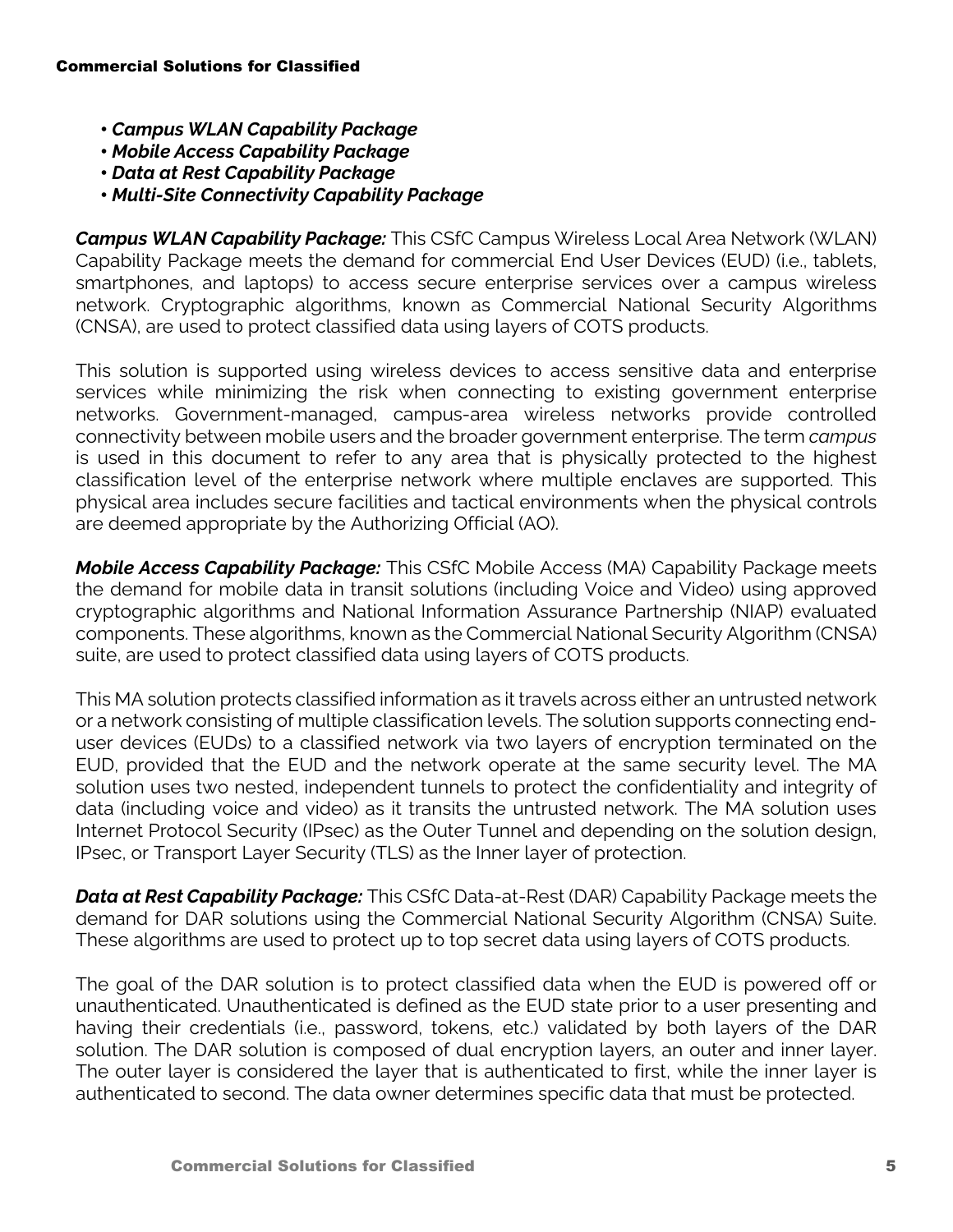- ***Campus WLAN Capability Package***
- ***Mobile Access Capability Package***
- ***Data at Rest Capability Package***
- ***Multi-Site Connectivity Capability Package***

***Campus WLAN Capability Package:*** This CSfC Campus Wireless Local Area Network (WLAN) Capability Package meets the demand for commercial End User Devices (EUD) (i.e., tablets, smartphones, and laptops) to access secure enterprise services over a campus wireless network. Cryptographic algorithms, known as Commercial National Security Algorithms (CNSA), are used to protect classified data using layers of COTS products.

This solution is supported using wireless devices to access sensitive data and enterprise services while minimizing the risk when connecting to existing government enterprise networks. Government-managed, campus-area wireless networks provide controlled connectivity between mobile users and the broader government enterprise. The term *campus* is used in this document to refer to any area that is physically protected to the highest classification level of the enterprise network where multiple enclaves are supported. This physical area includes secure facilities and tactical environments when the physical controls are deemed appropriate by the Authorizing Official (AO).

***Mobile Access Capability Package:*** This CSfC Mobile Access (MA) Capability Package meets the demand for mobile data in transit solutions (including Voice and Video) using approved cryptographic algorithms and National Information Assurance Partnership (NIAP) evaluated components. These algorithms, known as the Commercial National Security Algorithm (CNSA) suite, are used to protect classified data using layers of COTS products.

This MA solution protects classified information as it travels across either an untrusted network or a network consisting of multiple classification levels. The solution supports connecting end-user devices (EUDs) to a classified network via two layers of encryption terminated on the EUD, provided that the EUD and the network operate at the same security level. The MA solution uses two nested, independent tunnels to protect the confidentiality and integrity of data (including voice and video) as it transits the untrusted network. The MA solution uses Internet Protocol Security (IPsec) as the Outer Tunnel and depending on the solution design, IPsec, or Transport Layer Security (TLS) as the Inner layer of protection.

***Data at Rest Capability Package:*** This CSfC Data-at-Rest (DAR) Capability Package meets the demand for DAR solutions using the Commercial National Security Algorithm (CNSA) Suite. These algorithms are used to protect up to top secret data using layers of COTS products.

The goal of the DAR solution is to protect classified data when the EUD is powered off or unauthenticated. Unauthenticated is defined as the EUD state prior to a user presenting and having their credentials (i.e., password, tokens, etc.) validated by both layers of the DAR solution. The DAR solution is composed of dual encryption layers, an outer and inner layer. The outer layer is considered the layer that is authenticated to first, while the inner layer is authenticated to second. The data owner determines specific data that must be protected.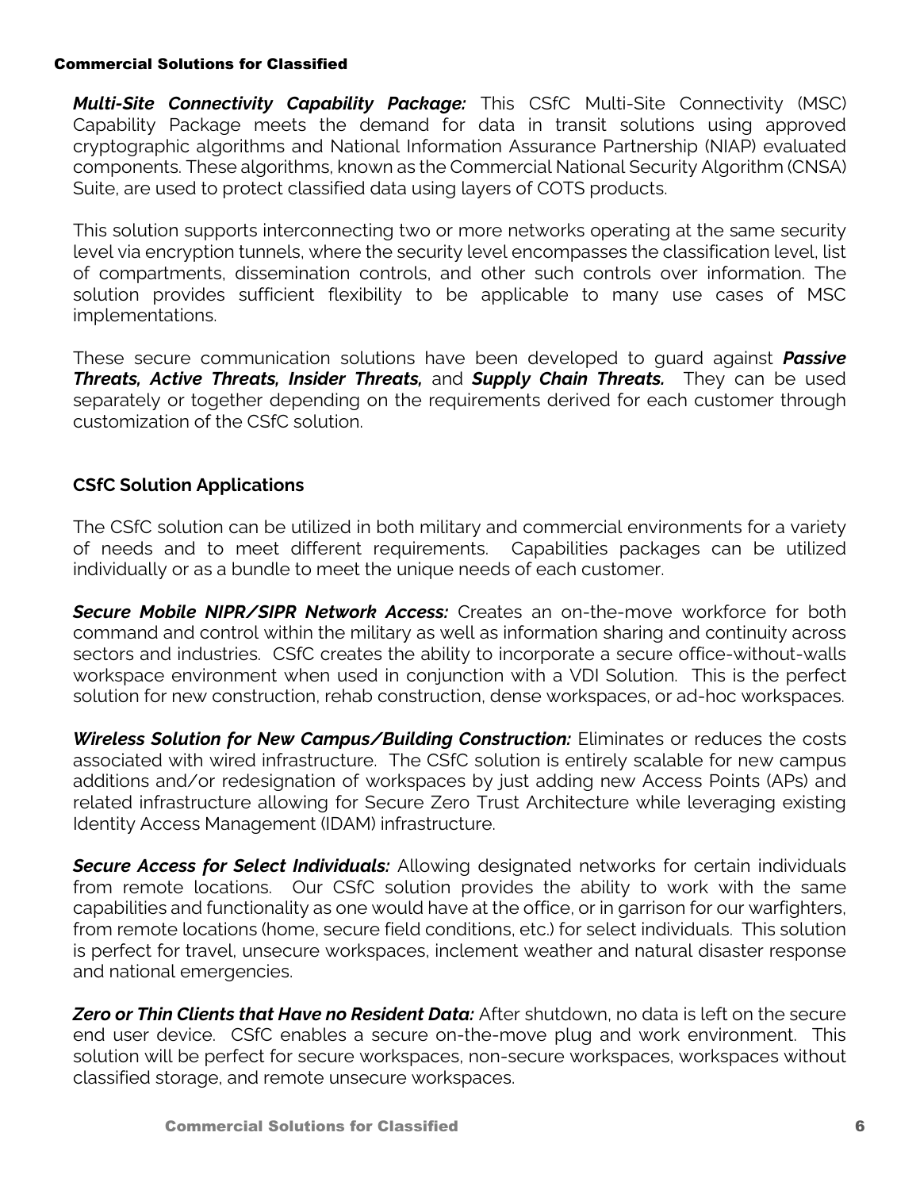***Multi-Site Connectivity Capability Package:*** This CSfC Multi-Site Connectivity (MSC) Capability Package meets the demand for data in transit solutions using approved cryptographic algorithms and National Information Assurance Partnership (NIAP) evaluated components. These algorithms, known as the Commercial National Security Algorithm (CNSA) Suite, are used to protect classified data using layers of COTS products.

This solution supports interconnecting two or more networks operating at the same security level via encryption tunnels, where the security level encompasses the classification level, list of compartments, dissemination controls, and other such controls over information. The solution provides sufficient flexibility to be applicable to many use cases of MSC implementations.

These secure communication solutions have been developed to guard against ***Passive Threats, Active Threats, Insider Threats,*** and ***Supply Chain Threats.*** They can be used separately or together depending on the requirements derived for each customer through customization of the CSfC solution.

## CSfC Solution Applications

The CSfC solution can be utilized in both military and commercial environments for a variety of needs and to meet different requirements. Capabilities packages can be utilized individually or as a bundle to meet the unique needs of each customer.

***Secure Mobile NIPR/SIPR Network Access:*** Creates an on-the-move workforce for both command and control within the military as well as information sharing and continuity across sectors and industries. CSfC creates the ability to incorporate a secure office-without-walls workspace environment when used in conjunction with a VDI Solution. This is the perfect solution for new construction, rehab construction, dense workspaces, or ad-hoc workspaces.

***Wireless Solution for New Campus/Building Construction:*** Eliminates or reduces the costs associated with wired infrastructure. The CSfC solution is entirely scalable for new campus additions and/or redesignation of workspaces by just adding new Access Points (APs) and related infrastructure allowing for Secure Zero Trust Architecture while leveraging existing Identity Access Management (IDAM) infrastructure.

***Secure Access for Select Individuals:*** Allowing designated networks for certain individuals from remote locations. Our CSfC solution provides the ability to work with the same capabilities and functionality as one would have at the office, or in garrison for our warfighters, from remote locations (home, secure field conditions, etc.) for select individuals. This solution is perfect for travel, unsecure workspaces, inclement weather and natural disaster response and national emergencies.

***Zero or Thin Clients that Have no Resident Data:*** After shutdown, no data is left on the secure end user device. CSfC enables a secure on-the-move plug and work environment. This solution will be perfect for secure workspaces, non-secure workspaces, workspaces without classified storage, and remote unsecure workspaces.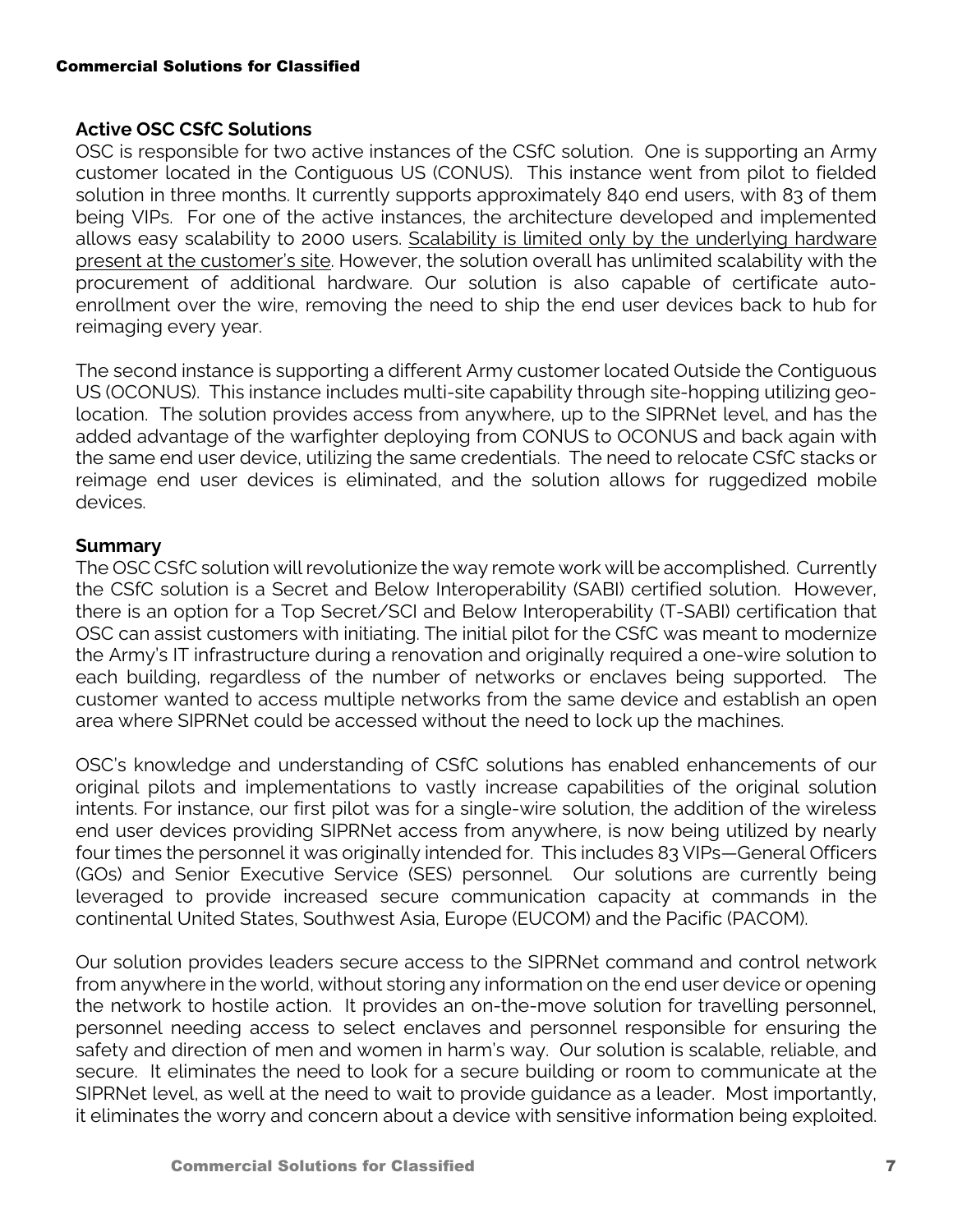### Active OSC CSfC Solutions

OSC is responsible for two active instances of the CSfC solution. One is supporting an Army customer located in the Contiguous US (CONUS). This instance went from pilot to fielded solution in three months. It currently supports approximately 840 end users, with 83 of them being VIPs. For one of the active instances, the architecture developed and implemented allows easy scalability to 2000 users. <u>Scalability is limited only by the underlying hardware present at the customer's site</u>. However, the solution overall has unlimited scalability with the procurement of additional hardware. Our solution is also capable of certificate auto-enrollment over the wire, removing the need to ship the end user devices back to hub for reimaging every year.

The second instance is supporting a different Army customer located Outside the Contiguous US (OCONUS). This instance includes multi-site capability through site-hopping utilizing geo-location. The solution provides access from anywhere, up to the SIPRNet level, and has the added advantage of the warfighter deploying from CONUS to OCONUS and back again with the same end user device, utilizing the same credentials. The need to relocate CSfC stacks or reimage end user devices is eliminated, and the solution allows for ruggedized mobile devices.

### Summary

The OSC CSfC solution will revolutionize the way remote work will be accomplished. Currently the CSfC solution is a Secret and Below Interoperability (SABI) certified solution. However, there is an option for a Top Secret/SCI and Below Interoperability (T-SABI) certification that OSC can assist customers with initiating. The initial pilot for the CSfC was meant to modernize the Army's IT infrastructure during a renovation and originally required a one-wire solution to each building, regardless of the number of networks or enclaves being supported. The customer wanted to access multiple networks from the same device and establish an open area where SIPRNet could be accessed without the need to lock up the machines.

OSC's knowledge and understanding of CSfC solutions has enabled enhancements of our original pilots and implementations to vastly increase capabilities of the original solution intents. For instance, our first pilot was for a single-wire solution, the addition of the wireless end user devices providing SIPRNet access from anywhere, is now being utilized by nearly four times the personnel it was originally intended for. This includes 83 VIPs—General Officers (GOs) and Senior Executive Service (SES) personnel. Our solutions are currently being leveraged to provide increased secure communication capacity at commands in the continental United States, Southwest Asia, Europe (EUCOM) and the Pacific (PACOM).

Our solution provides leaders secure access to the SIPRNet command and control network from anywhere in the world, without storing any information on the end user device or opening the network to hostile action. It provides an on-the-move solution for travelling personnel, personnel needing access to select enclaves and personnel responsible for ensuring the safety and direction of men and women in harm's way. Our solution is scalable, reliable, and secure. It eliminates the need to look for a secure building or room to communicate at the SIPRNet level, as well at the need to wait to provide guidance as a leader. Most importantly, it eliminates the worry and concern about a device with sensitive information being exploited.